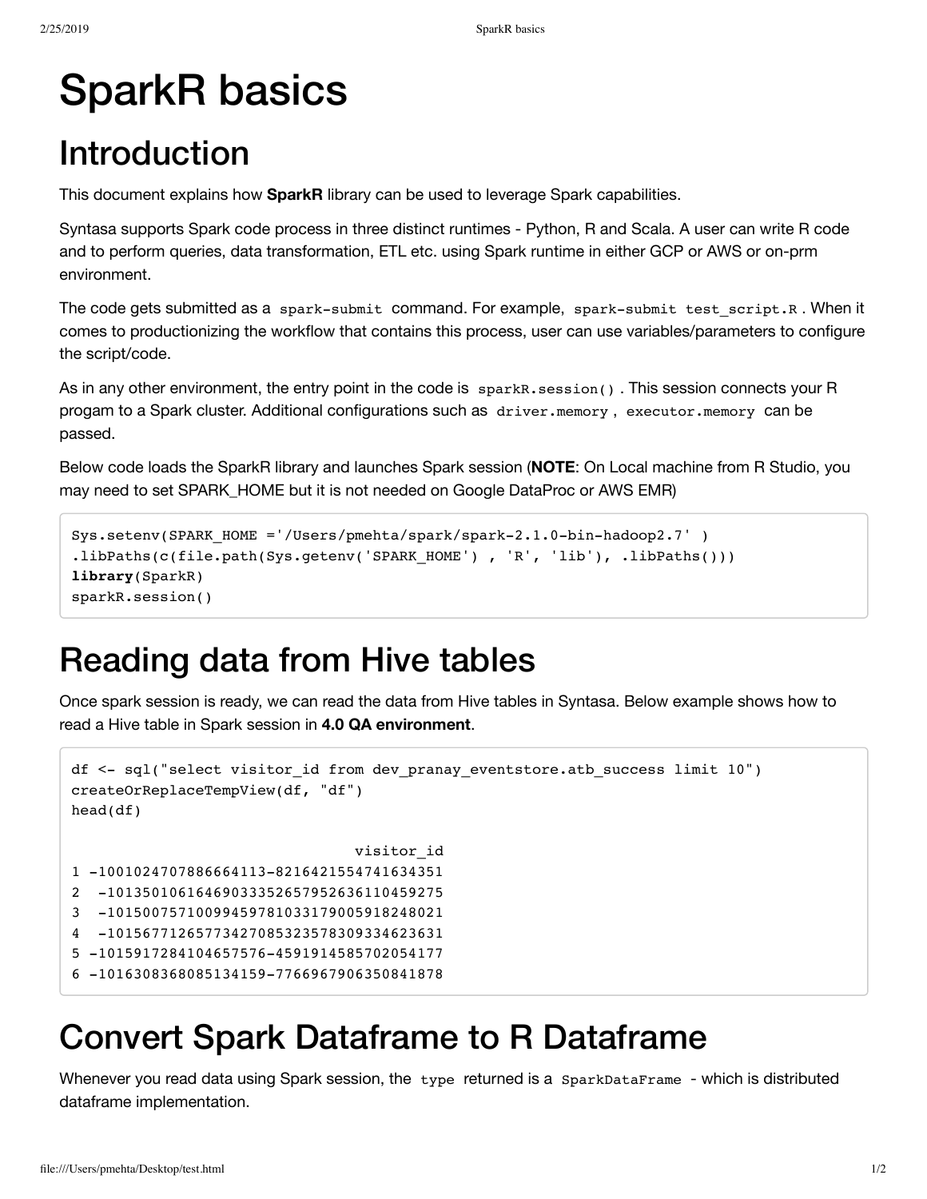# SparkR basics

## Introduction

This document explains how **SparkR** library can be used to leverage Spark capabilities.

Syntasa supports Spark code process in three distinct runtimes - Python, R and Scala. A user can write R code and to perform queries, data transformation, ETL etc. using Spark runtime in either GCP or AWS or on-prm environment.

The code gets submitted as a `spark-submit` command. For example, `spark-submit test_script.R`. When it comes to productionizing the workflow that contains this process, user can use variables/parameters to configure the script/code.

As in any other environment, the entry point in the code is `sparkR.session()`. This session connects your R progam to a Spark cluster. Additional configurations such as `driver.memory`, `executor.memory` can be passed.

Below code loads the SparkR library and launches Spark session (**NOTE**: On Local machine from R Studio, you may need to set SPARK_HOME but it is not needed on Google DataProc or AWS EMR)

```
Sys.setenv(SPARK_HOME ='/Users/pmehta/spark/spark-2.1.0-bin-hadoop2.7' )
.libPaths(c(file.path(Sys.getenv('SPARK_HOME') , 'R', 'lib'), .libPaths()))
library(SparkR)
sparkR.session()
```

## Reading data from Hive tables

Once spark session is ready, we can read the data from Hive tables in Syntasa. Below example shows how to read a Hive table in Spark session in **4.0 QA environment**.

```
df <- sql("select visitor_id from dev_pranay_eventstore.atb_success limit 10")
createOrReplaceTempView(df, "df")
head(df)

                              visitor_id
1 -1001024707886664113-8216421554741634351
2  -1013501061646903335265795263611045927​5
3  -1015007571009945978103317900591824802​1
4  -1015677126577342708532357830933462363​1
5 -1015917284104657576-4591914585702054177
6 -1016308368085134159-7766967906350841878
```

## Convert Spark Dataframe to R Dataframe

Whenever you read data using Spark session, the `type` returned is a `SparkDataFrame` - which is distributed dataframe implementation.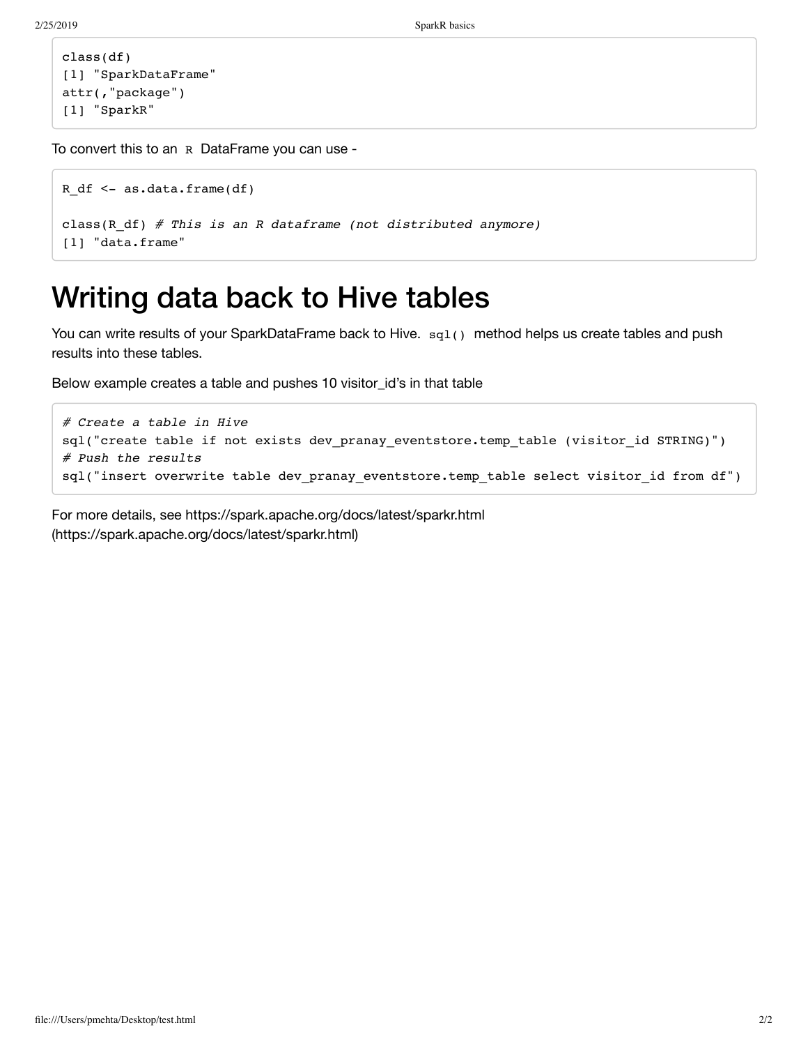```
class(df)
[1] "SparkDataFrame"
attr(,"package")
[1] "SparkR"
```

To convert this to an `R` DataFrame you can use -

```
R_df <- as.data.frame(df)

class(R_df) # This is an R dataframe (not distributed anymore)
[1] "data.frame"
```

# Writing data back to Hive tables

You can write results of your SparkDataFrame back to Hive. `sql()` method helps us create tables and push results into these tables.

Below example creates a table and pushes 10 visitor_id's in that table

```
# Create a table in Hive
sql("create table if not exists dev_pranay_eventstore.temp_table (visitor_id STRING)")
# Push the results
sql("insert overwrite table dev_pranay_eventstore.temp_table select visitor_id from df")
```

For more details, see https://spark.apache.org/docs/latest/sparkr.html (https://spark.apache.org/docs/latest/sparkr.html)